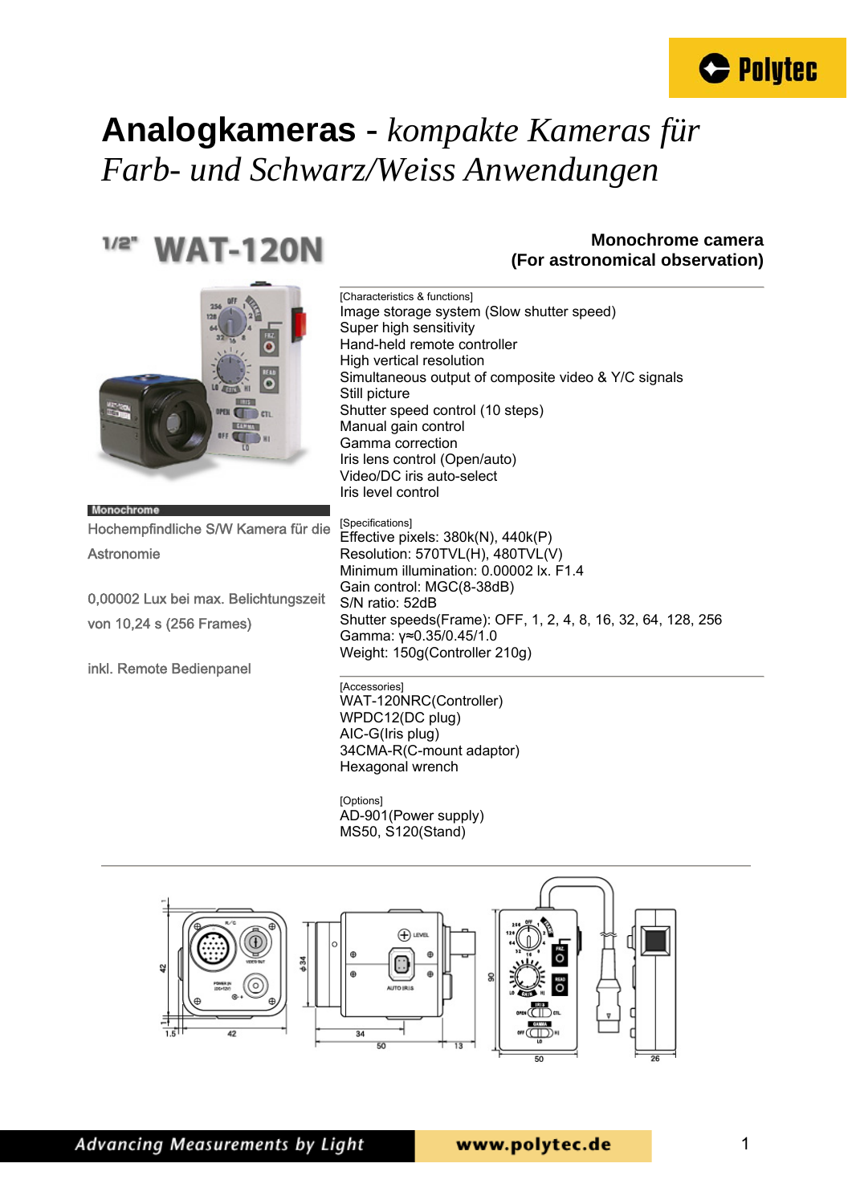# Analogkameras - *kompakte Kameras für Farb- und Schwarz/Weiss Anwendungen*

## 1/2" WAT-120N

**Monochrome camera**
**(For astronomical observation)**

**Monochrome**

Hochempfindliche S/W Kamera für die Astronomie

0,00002 Lux bei max. Belichtungszeit von 10,24 s (256 Frames)

inkl. Remote Bedienpanel

[Characteristics & functions]
Image storage system (Slow shutter speed)
Super high sensitivity
Hand-held remote controller
High vertical resolution
Simultaneous output of composite video & Y/C signals
Still picture
Shutter speed control (10 steps)
Manual gain control
Gamma correction
Iris lens control (Open/auto)
Video/DC iris auto-select
Iris level control

[Specifications]
Effective pixels: 380k(N), 440k(P)
Resolution: 570TVL(H), 480TVL(V)
Minimum illumination: 0.00002 lx. F1.4
Gain control: MGC(8-38dB)
S/N ratio: 52dB
Shutter speeds(Frame): OFF, 1, 2, 4, 8, 16, 32, 64, 128, 256
Gamma: γ≈0.35/0.45/1.0
Weight: 150g(Controller 210g)

[Accessories]
WAT-120NRC(Controller)
WPDC12(DC plug)
AIC-G(Iris plug)
34CMA-R(C-mount adaptor)
Hexagonal wrench

[Options]
AD-901(Power supply)
MS50, S120(Stand)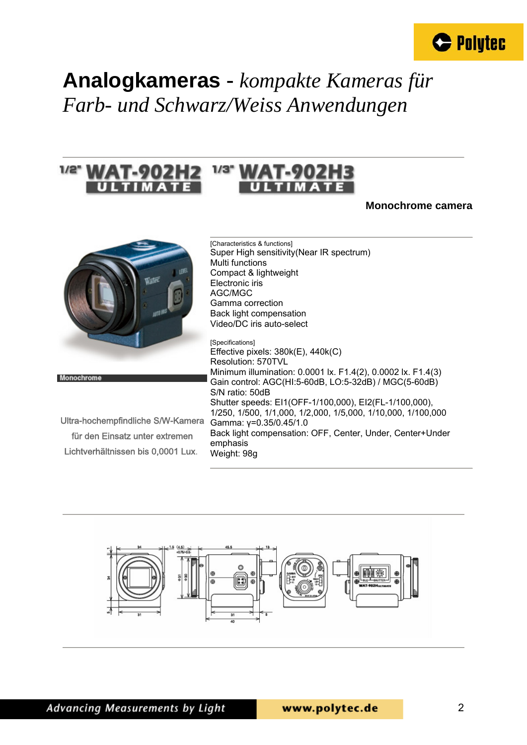# Analogkameras - *kompakte Kameras für Farb- und Schwarz/Weiss Anwendungen*

## 1/2" WAT-902H2 ULTIMATE 1/3" WAT-902H3 ULTIMATE

**Monochrome camera**

Monochrome

Ultra-hochempfindliche S/W-Kamera für den Einsatz unter extremen Lichtverhältnissen bis 0,0001 Lux.

[Characteristics & functions]

Super High sensitivity(Near IR spectrum)
Multi functions
Compact & lightweight
Electronic iris
AGC/MGC
Gamma correction
Back light compensation
Video/DC iris auto-select

[Specifications]

Effective pixels: 380k(E), 440k(C)
Resolution: 570TVL
Minimum illumination: 0.0001 lx. F1.4(2), 0.0002 lx. F1.4(3)
Gain control: AGC(HI:5-60dB, LO:5-32dB) / MGC(5-60dB)
S/N ratio: 50dB
Shutter speeds: EI1(OFF-1/100,000), EI2(FL-1/100,000), 1/250, 1/500, 1/1,000, 1/2,000, 1/5,000, 1/10,000, 1/100,000
Gamma: γ=0.35/0.45/1.0
Back light compensation: OFF, Center, Under, Center+Under emphasis
Weight: 98g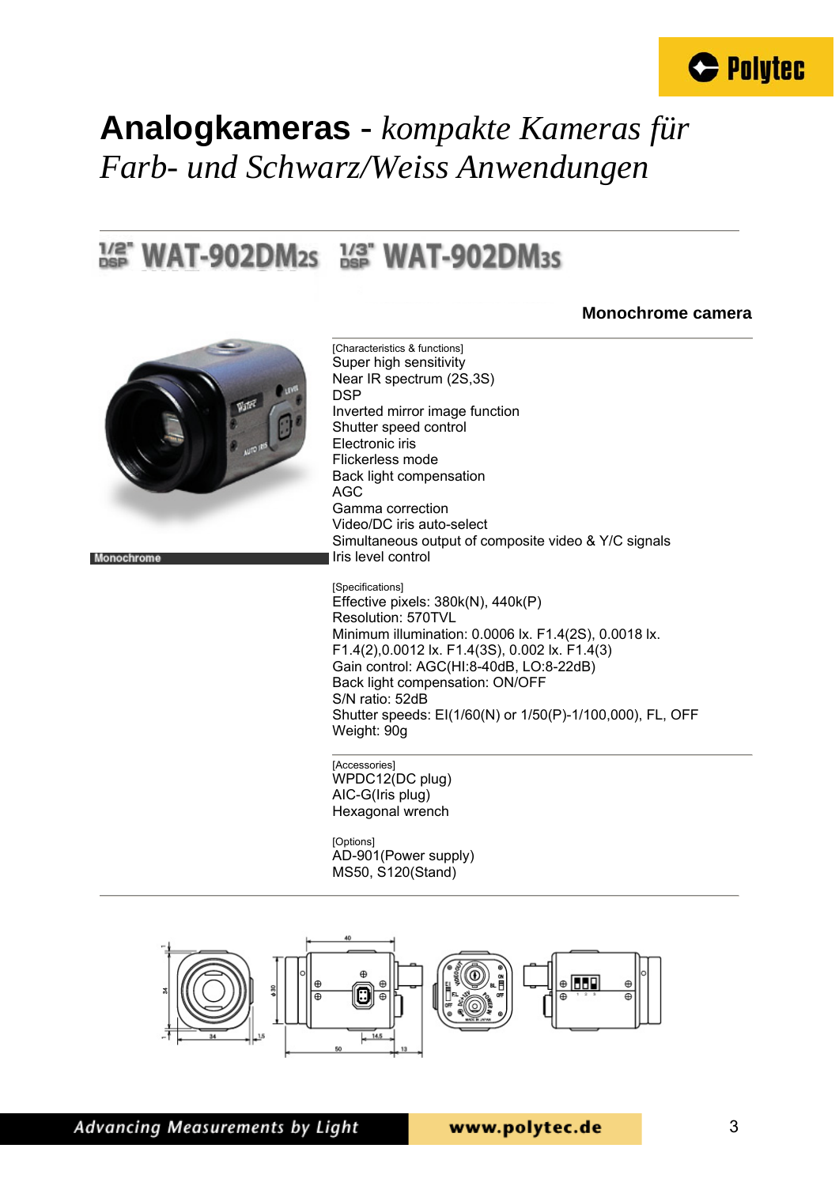# Analogkameras - *kompakte Kameras für Farb- und Schwarz/Weiss Anwendungen*

## 1/2" DSP WAT-902DM2s 1/3" DSP WAT-902DM3s

### Monochrome camera

Monochrome

[Characteristics & functions]
Super high sensitivity
Near IR spectrum (2S,3S)
DSP
Inverted mirror image function
Shutter speed control
Electronic iris
Flickerless mode
Back light compensation
AGC
Gamma correction
Video/DC iris auto-select
Simultaneous output of composite video & Y/C signals
Iris level control

[Specifications]
Effective pixels: 380k(N), 440k(P)
Resolution: 570TVL
Minimum illumination: 0.0006 lx. F1.4(2S), 0.0018 lx. F1.4(2),0.0012 lx. F1.4(3S), 0.002 lx. F1.4(3)
Gain control: AGC(HI:8-40dB, LO:8-22dB)
Back light compensation: ON/OFF
S/N ratio: 52dB
Shutter speeds: EI(1/60(N) or 1/50(P)-1/100,000), FL, OFF
Weight: 90g

[Accessories]
WPDC12(DC plug)
AIC-G(Iris plug)
Hexagonal wrench

[Options]
AD-901(Power supply)
MS50, S120(Stand)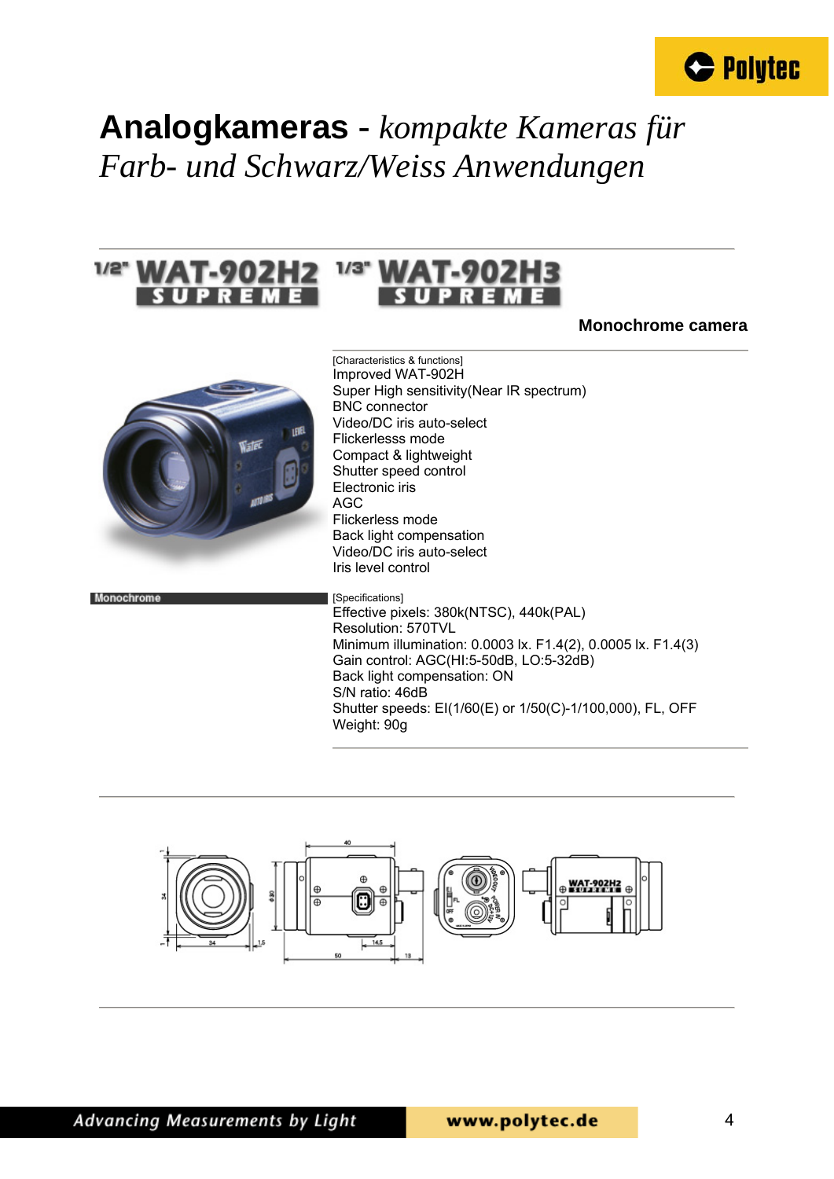# Analogkameras - *kompakte Kameras für Farb- und Schwarz/Weiss Anwendungen*

## 1/2" WAT-902H2 SUPREME 1/3" WAT-902H3 SUPREME

**Monochrome camera**

[Characteristics & functions]
Improved WAT-902H
Super High sensitivity(Near IR spectrum)
BNC connector
Video/DC iris auto-select
Flickerlesss mode
Compact & lightweight
Shutter speed control
Electronic iris
AGC
Flickerless mode
Back light compensation
Video/DC iris auto-select
Iris level control

Monochrome

[Specifications]
Effective pixels: 380k(NTSC), 440k(PAL)
Resolution: 570TVL
Minimum illumination: 0.0003 lx. F1.4(2), 0.0005 lx. F1.4(3)
Gain control: AGC(HI:5-50dB, LO:5-32dB)
Back light compensation: ON
S/N ratio: 46dB
Shutter speeds: EI(1/60(E) or 1/50(C)-1/100,000), FL, OFF
Weight: 90g

Advancing Measurements by Light www.polytec.de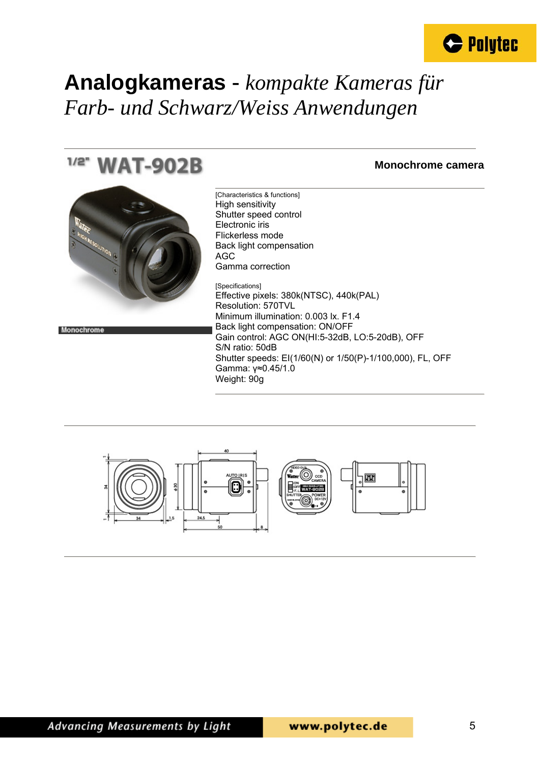# **Analogkameras** - *kompakte Kameras für Farb- und Schwarz/Weiss Anwendungen*

## 1/2" WAT-902B

**Monochrome camera**

Monochrome

[Characteristics & functions]

High sensitivity
Shutter speed control
Electronic iris
Flickerless mode
Back light compensation
AGC
Gamma correction

[Specifications]

Effective pixels: 380k(NTSC), 440k(PAL)
Resolution: 570TVL
Minimum illumination: 0.003 lx. F1.4
Back light compensation: ON/OFF
Gain control: AGC ON(HI:5-32dB, LO:5-20dB), OFF
S/N ratio: 50dB
Shutter speeds: EI(1/60(N) or 1/50(P)-1/100,000), FL, OFF
Gamma: γ≈0.45/1.0
Weight: 90g

Advancing Measurements by Light

www.polytec.de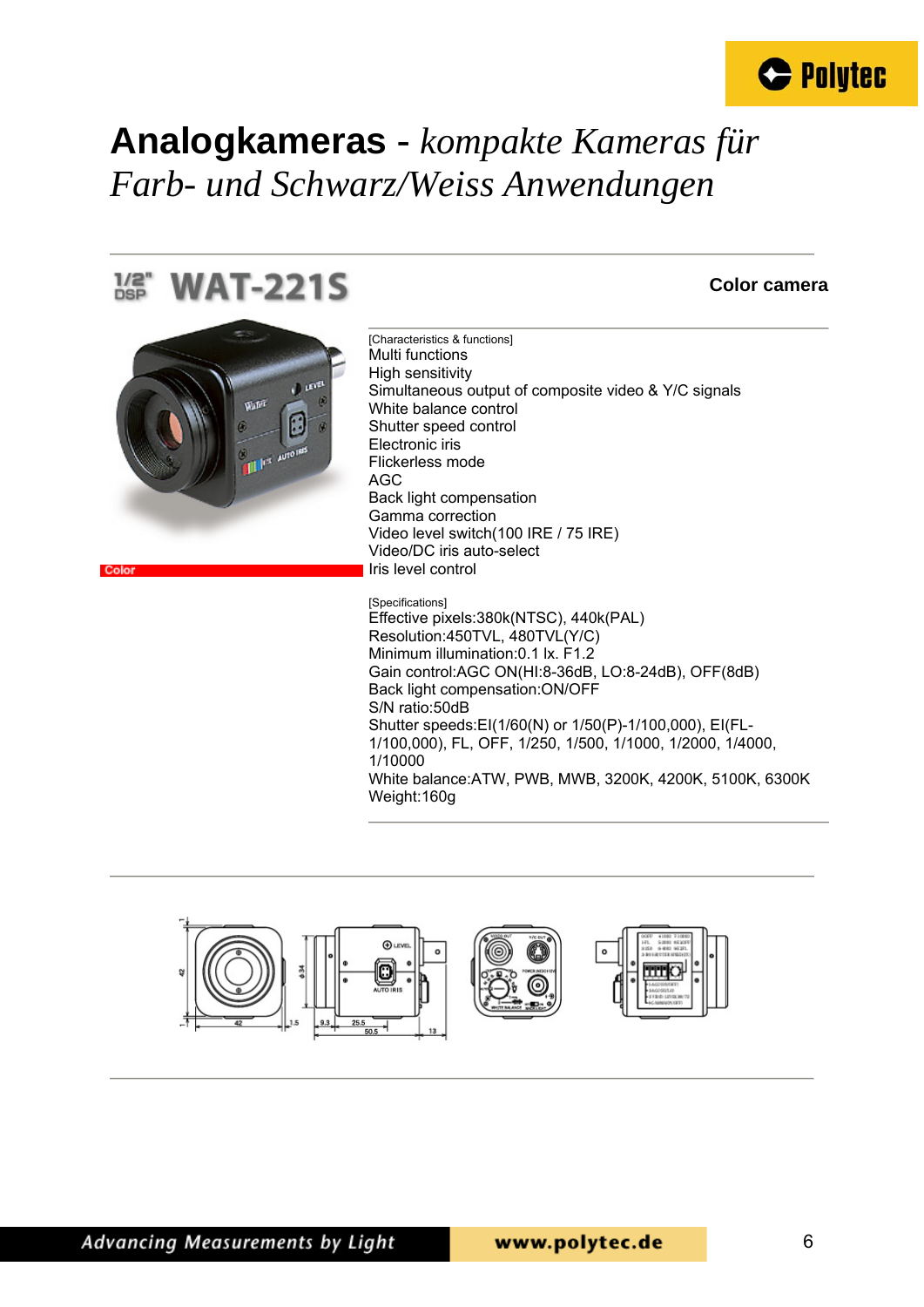# Analogkameras - *kompakte Kameras für Farb- und Schwarz/Weiss Anwendungen*

## 1/2" DSP WAT-221S

**Color camera**

Color

[Characteristics & functions]
Multi functions
High sensitivity
Simultaneous output of composite video & Y/C signals
White balance control
Shutter speed control
Electronic iris
Flickerless mode
AGC
Back light compensation
Gamma correction
Video level switch(100 IRE / 75 IRE)
Video/DC iris auto-select
Iris level control

[Specifications]
Effective pixels:380k(NTSC), 440k(PAL)
Resolution:450TVL, 480TVL(Y/C)
Minimum illumination:0.1 lx. F1.2
Gain control:AGC ON(HI:8-36dB, LO:8-24dB), OFF(8dB)
Back light compensation:ON/OFF
S/N ratio:50dB
Shutter speeds:EI(1/60(N) or 1/50(P)-1/100,000), EI(FL-1/100,000), FL, OFF, 1/250, 1/500, 1/1000, 1/2000, 1/4000, 1/10000
White balance:ATW, PWB, MWB, 3200K, 4200K, 5100K, 6300K
Weight:160g

Advancing Measurements by Light

www.polytec.de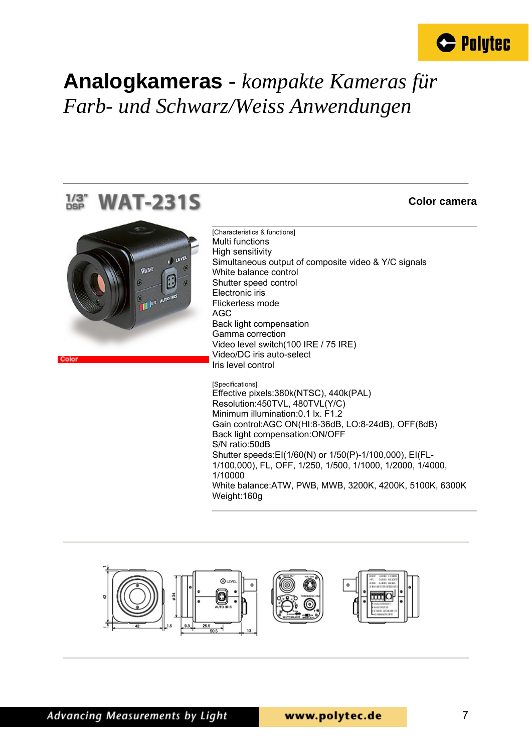# **Analogkameras** - *kompakte Kameras für Farb- und Schwarz/Weiss Anwendungen*

## 1/3" DSP WAT-231S

**Color camera**

Color

[Characteristics & functions]
Multi functions
High sensitivity
Simultaneous output of composite video & Y/C signals
White balance control
Shutter speed control
Electronic iris
Flickerless mode
AGC
Back light compensation
Gamma correction
Video level switch(100 IRE / 75 IRE)
Video/DC iris auto-select
Iris level control

[Specifications]
Effective pixels:380k(NTSC), 440k(PAL)
Resolution:450TVL, 480TVL(Y/C)
Minimum illumination:0.1 lx. F1.2
Gain control:AGC ON(HI:8-36dB, LO:8-24dB), OFF(8dB)
Back light compensation:ON/OFF
S/N ratio:50dB
Shutter speeds:EI(1/60(N) or 1/50(P)-1/100,000), EI(FL-1/100,000), FL, OFF, 1/250, 1/500, 1/1000, 1/2000, 1/4000, 1/10000
White balance:ATW, PWB, MWB, 3200K, 4200K, 5100K, 6300K
Weight:160g

Advancing Measurements by Light    www.polytec.de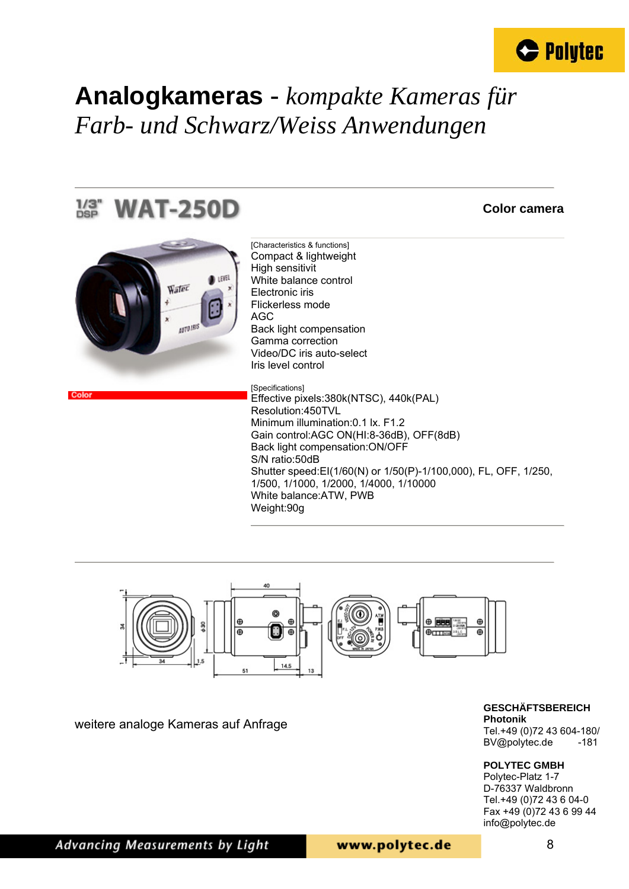# **Analogkameras** - *kompakte Kameras für Farb- und Schwarz/Weiss Anwendungen*

## 1/3" DSP WAT-250D

**Color camera**

Color

[Characteristics & functions]
Compact & lightweight
High sensitivit
White balance control
Electronic iris
Flickerless mode
AGC
Back light compensation
Gamma correction
Video/DC iris auto-select
Iris level control

[Specifications]
Effective pixels:380k(NTSC), 440k(PAL)
Resolution:450TVL
Minimum illumination:0.1 lx. F1.2
Gain control:AGC ON(HI:8-36dB), OFF(8dB)
Back light compensation:ON/OFF
S/N ratio:50dB
Shutter speed:EI(1/60(N) or 1/50(P)-1/100,000), FL, OFF, 1/250, 1/500, 1/1000, 1/2000, 1/4000, 1/10000
White balance:ATW, PWB
Weight:90g

weitere analoge Kameras auf Anfrage

**GESCHÄFTSBEREICH**
**Photonik**
Tel.+49 (0)72 43 604-180/
BV@polytec.de -181

**POLYTEC GMBH**
Polytec-Platz 1-7
D-76337 Waldbronn
Tel.+49 (0)72 43 6 04-0
Fax +49 (0)72 43 6 99 44
info@polytec.de

Advancing Measurements by Light

www.polytec.de